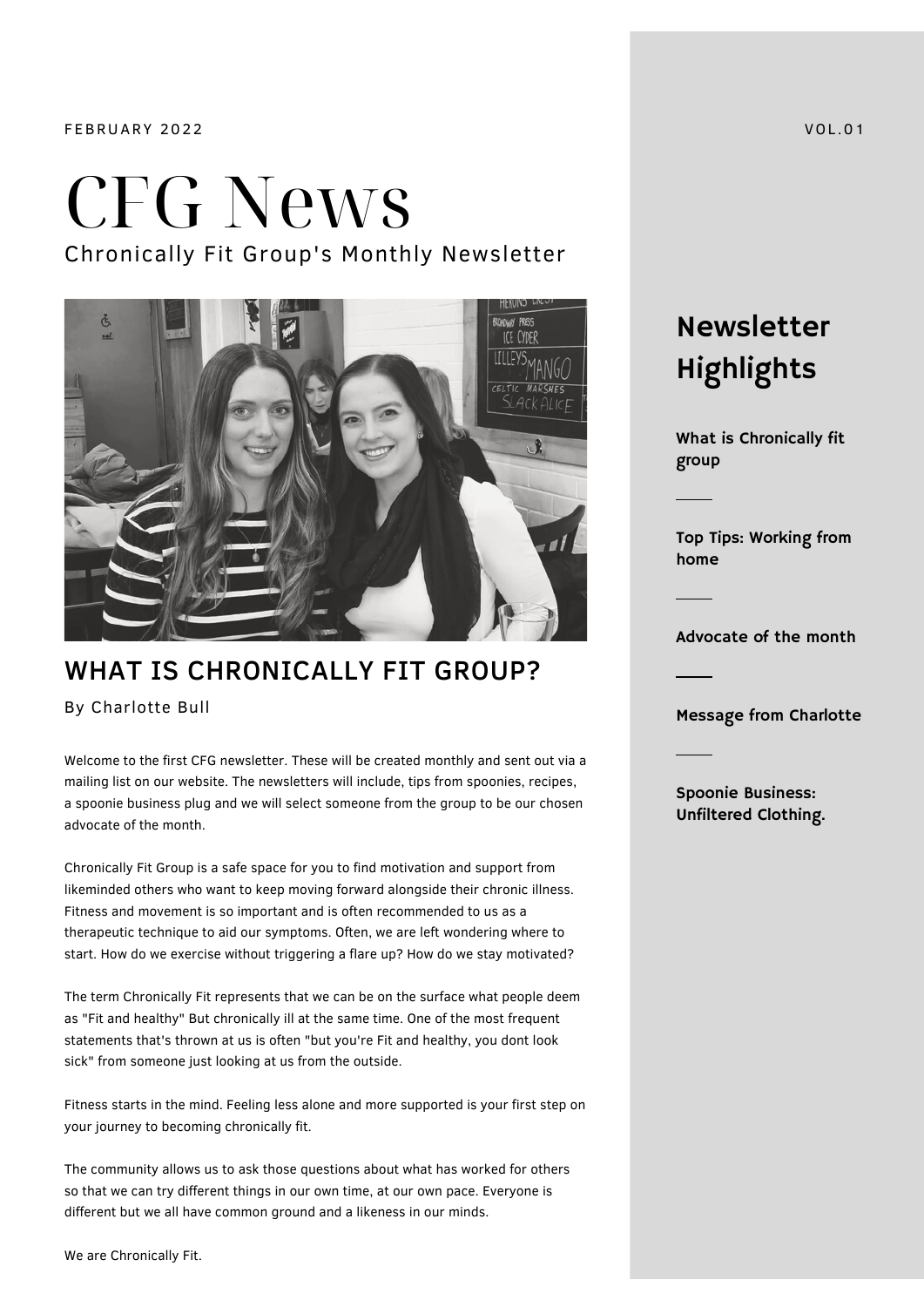FEBRUARY 2022

VOL.01

# CFG News

Chronically Fit Group's Monthly Newsletter

## WHAT IS CHRONICALLY FIT GROUP?

By Charlotte Bull

Welcome to the first CFG newsletter. These will be created monthly and sent out via a mailing list on our website. The newsletters will include, tips from spoonies, recipes, a spoonie business plug and we will select someone from the group to be our chosen advocate of the month.

Chronically Fit Group is a safe space for you to find motivation and support from likeminded others who want to keep moving forward alongside their chronic illness. Fitness and movement is so important and is often recommended to us as a therapeutic technique to aid our symptoms. Often, we are left wondering where to start. How do we exercise without triggering a flare up? How do we stay motivated?

The term Chronically Fit represents that we can be on the surface what people deem as "Fit and healthy" But chronically ill at the same time. One of the most frequent statements that's thrown at us is often "but you're Fit and healthy, you dont look sick" from someone just looking at us from the outside.

Fitness starts in the mind. Feeling less alone and more supported is your first step on your journey to becoming chronically fit.

The community allows us to ask those questions about what has worked for others so that we can try different things in our own time, at our own pace. Everyone is different but we all have common ground and a likeness in our minds.

We are Chronically Fit.

## Newsletter Highlights

**What is Chronically fit group**

**Top Tips: Working from home**

**Advocate of the month**

**Message from Charlotte**

**Spoonie Business: Unfiltered Clothing.**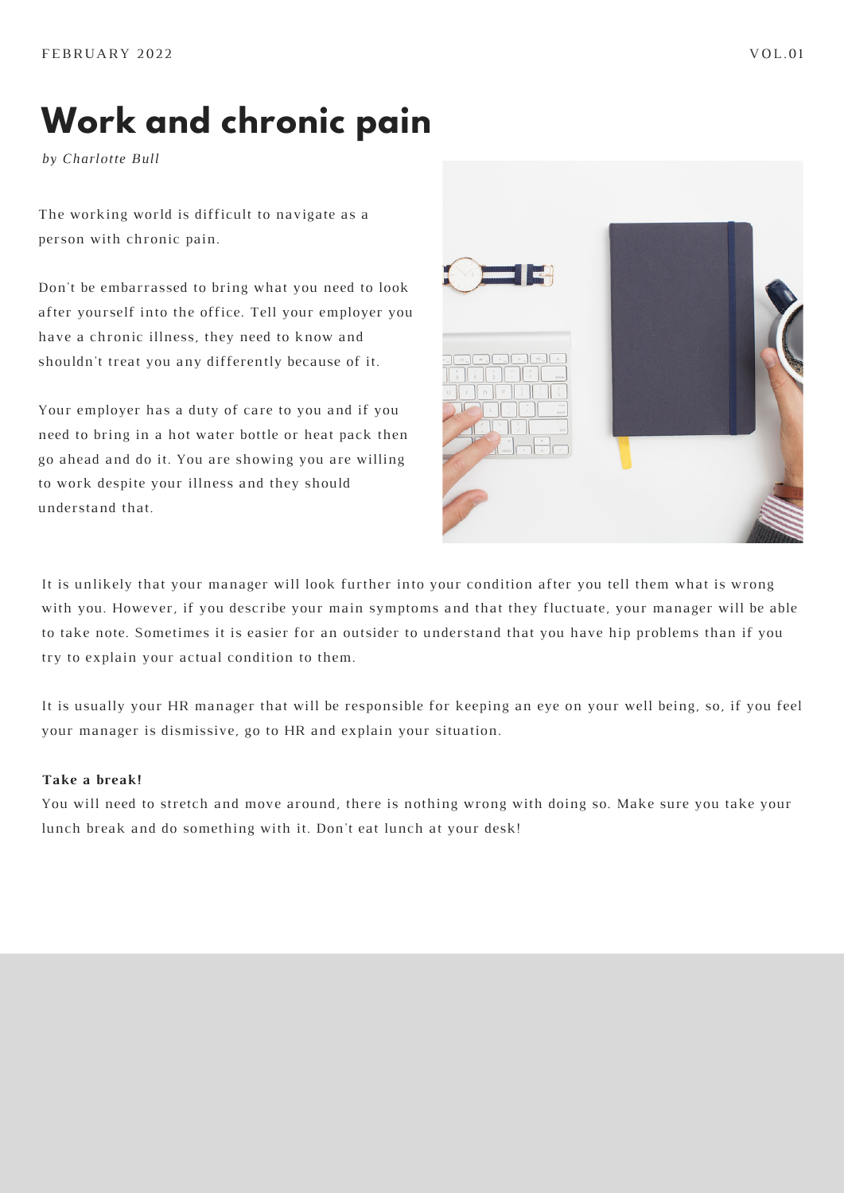# Work and chronic pain

*by Charlotte Bull*

The working world is difficult to navigate as a person with chronic pain.

Don't be embarrassed to bring what you need to look after yourself into the office. Tell your employer you have a chronic illness, they need to know and shouldn't treat you any differently because of it.

Your employer has a duty of care to you and if you need to bring in a hot water bottle or heat pack then go ahead and do it. You are showing you are willing to work despite your illness and they should understand that.

It is unlikely that your manager will look further into your condition after you tell them what is wrong with you. However, if you describe your main symptoms and that they fluctuate, your manager will be able to take note. Sometimes it is easier for an outsider to understand that you have hip problems than if you try to explain your actual condition to them.

It is usually your HR manager that will be responsible for keeping an eye on your well being, so, if you feel your manager is dismissive, go to HR and explain your situation.

**Take a break!**

You will need to stretch and move around, there is nothing wrong with doing so. Make sure you take your lunch break and do something with it. Don't eat lunch at your desk!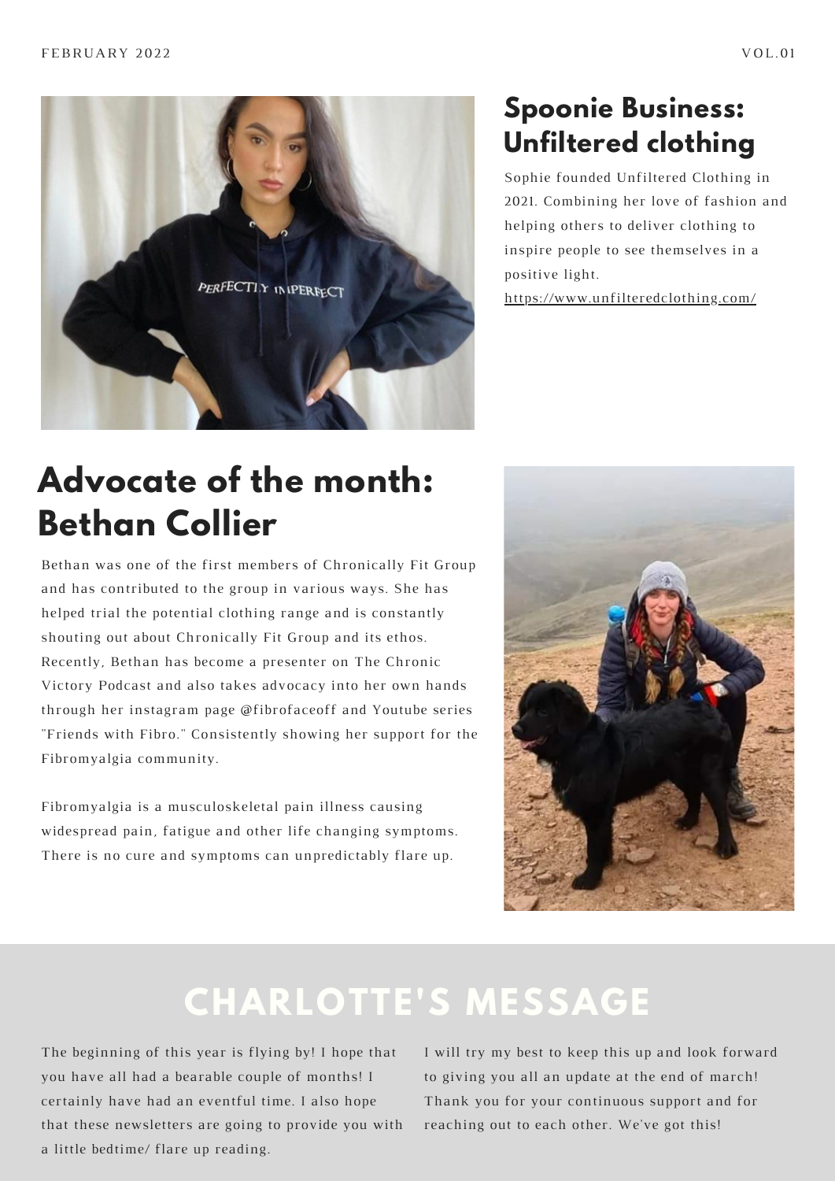## Spoonie Business: Unfiltered clothing

Sophie founded Unfiltered Clothing in 2021. Combining her love of fashion and helping others to deliver clothing to inspire people to see themselves in a positive light.

https://www.unfilteredclothing.com/

## Advocate of the month: Bethan Collier

Bethan was one of the first members of Chronically Fit Group and has contributed to the group in various ways. She has helped trial the potential clothing range and is constantly shouting out about Chronically Fit Group and its ethos. Recently, Bethan has become a presenter on The Chronic Victory Podcast and also takes advocacy into her own hands through her instagram page @fibrofaceoff and Youtube series "Friends with Fibro." Consistently showing her support for the Fibromyalgia community.

Fibromyalgia is a musculoskeletal pain illness causing widespread pain, fatigue and other life changing symptoms. There is no cure and symptoms can unpredictably flare up.

## CHARLOTTE'S MESSAGE

The beginning of this year is flying by! I hope that you have all had a bearable couple of months! I certainly have had an eventful time. I also hope that these newsletters are going to provide you with a little bedtime/ flare up reading.

I will try my best to keep this up and look forward to giving you all an update at the end of march! Thank you for your continuous support and for reaching out to each other. We've got this!